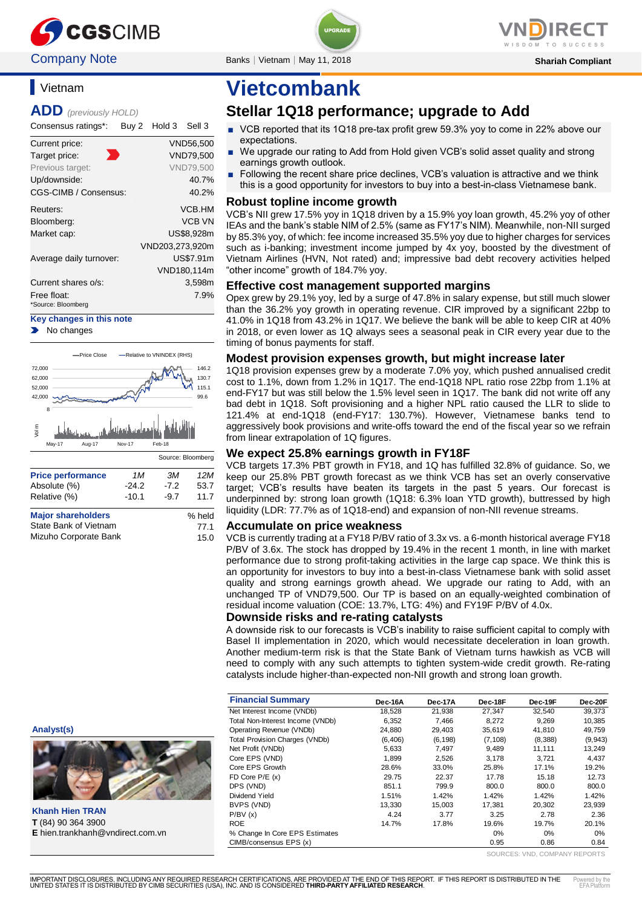CGS CIMB | VNDIRECT

Company Note | Banks | Vietnam | May 11, 2018 | Shariah Compliant

# Vietcombank

## Stellar 1Q18 performance; upgrade to Add

- VCB reported that its 1Q18 pre-tax profit grew 59.3% yoy to come in 22% above our expectations.
- We upgrade our rating to Add from Hold given VCB's solid asset quality and strong earnings growth outlook.
- Following the recent share price declines, VCB's valuation is attractive and we think this is a good opportunity for investors to buy into a best-in-class Vietnamese bank.

### Vietnam

**ADD** *(previously HOLD)*

Consensus ratings*: Buy 2 Hold 3 Sell 3

| | |
|---|---|
| Current price: | VND56,500 |
| Target price: | VND79,500 |
| Previous target: | VND79,500 |
| Up/downside: | 40.7% |
| CGS-CIMB / Consensus: | 40.2% |
| Reuters: | VCB.HM |
| Bloomberg: | VCB VN |
| Market cap: | US$8,928m |
| | VND203,273,920m |
| Average daily turnover: | US$7.91m |
| | VND180,114m |
| Current shares o/s: | 3,598m |
| Free float: | 7.9% |

*Source: Bloomberg

**Key changes in this note**

- No changes

Source: Bloomberg

| Price performance | 1M | 3M | 12M |
|---|---|---|---|
| Absolute (%) | -24.2 | -7.2 | 53.7 |
| Relative (%) | -10.1 | -9.7 | 11.7 |

| Major shareholders | % held |
|---|---|
| State Bank of Vietnam | 77.1 |
| Mizuho Corporate Bank | 15.0 |

**Analyst(s)**

**Khanh Hien TRAN**
**T** (84) 90 364 3900
**E** hien.trankhanh@vndirect.com.vn

### Robust topline income growth

VCB's NII grew 17.5% yoy in 1Q18 driven by a 15.9% yoy loan growth, 45.2% yoy of other IEAs and the bank's stable NIM of 2.5% (same as FY17's NIM). Meanwhile, non-NII surged by 85.3% yoy, of which: fee income increased 35.5% yoy due to higher charges for services such as i-banking; investment income jumped by 4x yoy, boosted by the divestment of Vietnam Airlines (HVN, Not rated) and; impressive bad debt recovery activities helped "other income" growth of 184.7% yoy.

### Effective cost management supported margins

Opex grew by 29.1% yoy, led by a surge of 47.8% in salary expense, but still much slower than the 36.2% yoy growth in operating revenue. CIR improved by a significant 22bp to 41.0% in 1Q18 from 43.2% in 1Q17. We believe the bank will be able to keep CIR at 40% in 2018, or even lower as 1Q always sees a seasonal peak in CIR every year due to the timing of bonus payments for staff.

### Modest provision expenses growth, but might increase later

1Q18 provision expenses grew by a moderate 7.0% yoy, which pushed annualised credit cost to 1.1%, down from 1.2% in 1Q17. The end-1Q18 NPL ratio rose 22bp from 1.1% at end-FY17 but was still below the 1.5% level seen in 1Q17. The bank did not write off any bad debt in 1Q18. Soft provisioning and a higher NPL ratio caused the LLR to slide to 121.4% at end-1Q18 (end-FY17: 130.7%). However, Vietnamese banks tend to aggressively book provisions and write-offs toward the end of the fiscal year so we refrain from linear extrapolation of 1Q figures.

### We expect 25.8% earnings growth in FY18F

VCB targets 17.3% PBT growth in FY18, and 1Q has fulfilled 32.8% of guidance. So, we keep our 25.8% PBT growth forecast as we think VCB has set an overly conservative target; VCB's results have beaten its targets in the past 5 years. Our forecast is underpinned by: strong loan growth (1Q18: 6.3% loan YTD growth), buttressed by high liquidity (LDR: 77.7% as of 1Q18-end) and expansion of non-NII revenue streams.

### Accumulate on price weakness

VCB is currently trading at a FY18 P/BV ratio of 3.3x vs. a 6-month historical average FY18 P/BV of 3.6x. The stock has dropped by 19.4% in the recent 1 month, in line with market performance due to strong profit-taking activities in the large cap space. We think this is an opportunity for investors to buy into a best-in-class Vietnamese bank with solid asset quality and strong earnings growth ahead. We upgrade our rating to Add, with an unchanged TP of VND79,500. Our TP is based on an equally-weighted combination of residual income valuation (COE: 13.7%, LTG: 4%) and FY19F P/BV of 4.0x.

### Downside risks and re-rating catalysts

A downside risk to our forecasts is VCB's inability to raise sufficient capital to comply with Basel II implementation in 2020, which would necessitate deceleration in loan growth. Another medium-term risk is that the State Bank of Vietnam turns hawkish as VCB will need to comply with any such attempts to tighten system-wide credit growth. Re-rating catalysts include higher-than-expected non-NII growth and strong loan growth.

| Financial Summary | Dec-16A | Dec-17A | Dec-18F | Dec-19F | Dec-20F |
|---|---|---|---|---|---|
| Net Interest Income (VNDb) | 18,528 | 21,938 | 27,347 | 32,540 | 39,373 |
| Total Non-Interest Income (VNDb) | 6,352 | 7,466 | 8,272 | 9,269 | 10,385 |
| Operating Revenue (VNDb) | 24,880 | 29,403 | 35,619 | 41,810 | 49,759 |
| Total Provision Charges (VNDb) | (6,406) | (6,198) | (7,108) | (8,388) | (9,943) |
| Net Profit (VNDb) | 5,633 | 7,497 | 9,489 | 11,111 | 13,249 |
| Core EPS (VND) | 1,899 | 2,526 | 3,178 | 3,721 | 4,437 |
| Core EPS Growth | 28.6% | 33.0% | 25.8% | 17.1% | 19.2% |
| FD Core P/E (x) | 29.75 | 22.37 | 17.78 | 15.18 | 12.73 |
| DPS (VND) | 851.1 | 799.9 | 800.0 | 800.0 | 800.0 |
| Dividend Yield | 1.51% | 1.42% | 1.42% | 1.42% | 1.42% |
| BVPS (VND) | 13,330 | 15,003 | 17,381 | 20,302 | 23,939 |
| P/BV (x) | 4.24 | 3.77 | 3.25 | 2.78 | 2.36 |
| ROE | 14.7% | 17.8% | 19.6% | 19.7% | 20.1% |
| % Change In Core EPS Estimates | | | 0% | 0% | 0% |
| CIMB/consensus EPS (x) | | | 0.95 | 0.86 | 0.84 |

SOURCES: VND, COMPANY REPORTS

IMPORTANT DISCLOSURES, INCLUDING ANY REQUIRED RESEARCH CERTIFICATIONS, ARE PROVIDED AT THE END OF THIS REPORT. IF THIS REPORT IS DISTRIBUTED IN THE UNITED STATES IT IS DISTRIBUTED BY CIMB SECURITIES (USA), INC. AND IS CONSIDERED **THIRD-PARTY AFFILIATED RESEARCH**.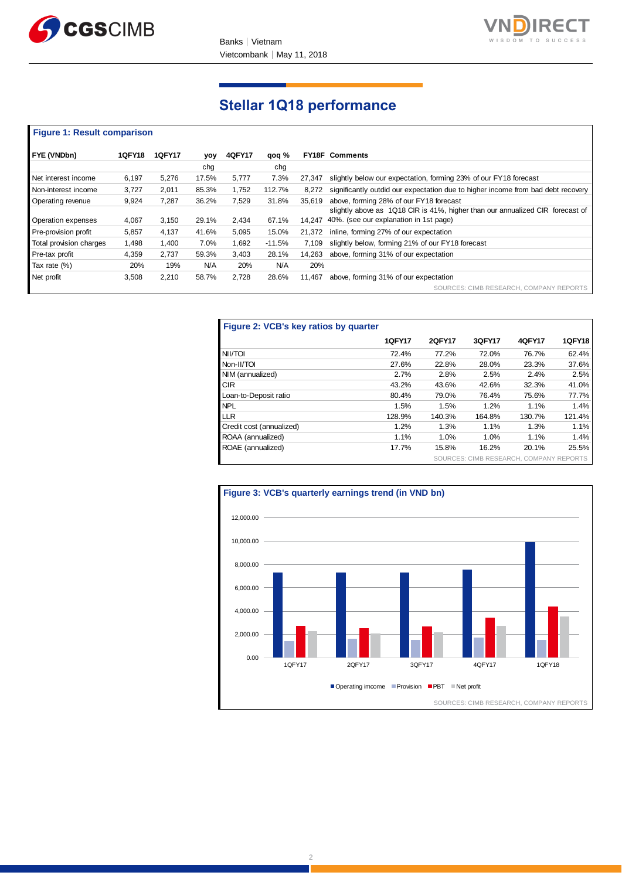# Stellar 1Q18 performance

**Figure 1: Result comparison**

| FYE (VNDbn) | 1QFY18 | 1QFY17 | yoy chg | 4QFY17 | qoq % chg | FY18F | Comments |
|---|---|---|---|---|---|---|---|
| Net interest income | 6,197 | 5,276 | 17.5% | 5,777 | 7.3% | 27,347 | slightly below our expectation, forming 23% of our FY18 forecast |
| Non-interest income | 3,727 | 2,011 | 85.3% | 1,752 | 112.7% | 8,272 | significantly outdid our expectation due to higher income from bad debt recovery |
| Operating revenue | 9,924 | 7,287 | 36.2% | 7,529 | 31.8% | 35,619 | above, forming 28% of our FY18 forecast |
| Operation expenses | 4,067 | 3,150 | 29.1% | 2,434 | 67.1% | 14,247 | slightly above as 1Q18 CIR is 41%, higher than our annualized CIR forecast of 40%. (see our explanation in 1st page) |
| Pre-provision profit | 5,857 | 4,137 | 41.6% | 5,095 | 15.0% | 21,372 | inline, forming 27% of our expectation |
| Total provision charges | 1,498 | 1,400 | 7.0% | 1,692 | -11.5% | 7,109 | slightly below, forming 21% of our FY18 forecast |
| Pre-tax profit | 4,359 | 2,737 | 59.3% | 3,403 | 28.1% | 14,263 | above, forming 31% of our expectation |
| Tax rate (%) | 20% | 19% | N/A | 20% | N/A | 20% | |
| Net profit | 3,508 | 2,210 | 58.7% | 2,728 | 28.6% | 11,467 | above, forming 31% of our expectation |

SOURCES: CIMB RESEARCH, COMPANY REPORTS

**Figure 2: VCB's key ratios by quarter**

| | 1QFY17 | 2QFY17 | 3QFY17 | 4QFY17 | 1QFY18 |
|---|---|---|---|---|---|
| NII/TOI | 72.4% | 77.2% | 72.0% | 76.7% | 62.4% |
| Non-II/TOI | 27.6% | 22.8% | 28.0% | 23.3% | 37.6% |
| NIM (annualized) | 2.7% | 2.8% | 2.5% | 2.4% | 2.5% |
| CIR | 43.2% | 43.6% | 42.6% | 32.3% | 41.0% |
| Loan-to-Deposit ratio | 80.4% | 79.0% | 76.4% | 75.6% | 77.7% |
| NPL | 1.5% | 1.5% | 1.2% | 1.1% | 1.4% |
| LLR | 128.9% | 140.3% | 164.8% | 130.7% | 121.4% |
| Credit cost (annualized) | 1.2% | 1.3% | 1.1% | 1.3% | 1.1% |
| ROAA (annualized) | 1.1% | 1.0% | 1.0% | 1.1% | 1.4% |
| ROAE (annualized) | 17.7% | 15.8% | 16.2% | 20.1% | 25.5% |

SOURCES: CIMB RESEARCH, COMPANY REPORTS

**Figure 3: VCB's quarterly earnings trend (in VND bn)**

SOURCES: CIMB RESEARCH, COMPANY REPORTS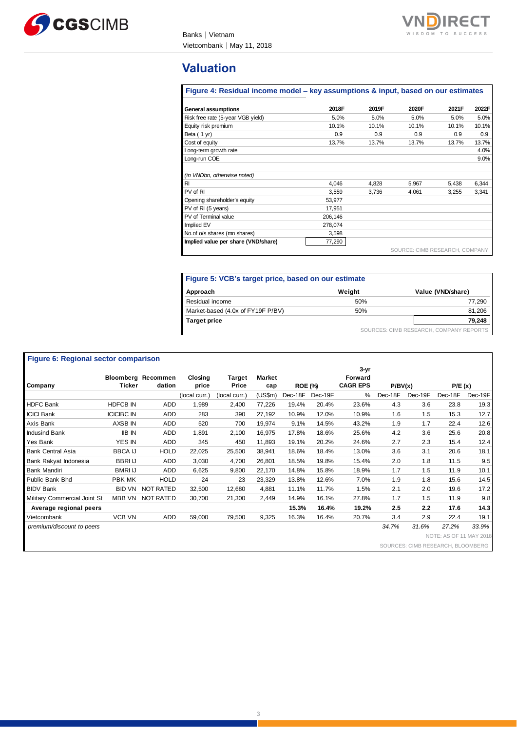## Valuation

**Figure 4: Residual income model – key assumptions & input, based on our estimates**

| General assumptions | 2018F | 2019F | 2020F | 2021F | 2022F |
|---|---|---|---|---|---|
| Risk free rate (5-year VGB yield) | 5.0% | 5.0% | 5.0% | 5.0% | 5.0% |
| Equity risk premium | 10.1% | 10.1% | 10.1% | 10.1% | 10.1% |
| Beta ( 1 yr) | 0.9 | 0.9 | 0.9 | 0.9 | 0.9 |
| Cost of equity | 13.7% | 13.7% | 13.7% | 13.7% | 13.7% |
| Long-term growth rate | | | | | 4.0% |
| Long-run COE | | | | | 9.0% |
| *(in VNDbn, otherwise noted)* | | | | | |
| RI | 4,046 | 4,828 | 5,967 | 5,438 | 6,344 |
| PV of RI | 3,559 | 3,736 | 4,061 | 3,255 | 3,341 |
| Opening shareholder's equity | 53,977 | | | | |
| PV of RI (5 years) | 17,951 | | | | |
| PV of Terminal value | 206,146 | | | | |
| Implied EV | 278,074 | | | | |
| No.of o/s shares (mn shares) | 3,598 | | | | |
| **Implied value per share (VND/share)** | 77,290 | | | | |

SOURCE: CIMB RESEARCH, COMPANY

**Figure 5: VCB's target price, based on our estimate**

| Approach | Weight | Value (VND/share) |
|---|---|---|
| Residual income | 50% | 77,290 |
| Market-based (4.0x of FY19F P/BV) | 50% | 81,206 |
| **Target price** | | **79,248** |

SOURCES: CIMB RESEARCH, COMPANY REPORTS

**Figure 6: Regional sector comparison**

| Company | Bloomberg Ticker | Recommendation | Closing price | Target Price | Market cap | ROE (%) | | 3-yr Forward CAGR EPS | P/BV(x) | | P/E (x) | |
|---|---|---|---|---|---|---|---|---|---|---|---|---|
| | | | (local curr.) | (local curr.) | (US$m) | Dec-18F | Dec-19F | % | Dec-18F | Dec-19F | Dec-18F | Dec-19F |
| HDFC Bank | HDFCB IN | ADD | 1,989 | 2,400 | 77,226 | 19.4% | 20.4% | 23.6% | 4.3 | 3.6 | 23.8 | 19.3 |
| ICICI Bank | ICICIBC IN | ADD | 283 | 390 | 27,192 | 10.9% | 12.0% | 10.9% | 1.6 | 1.5 | 15.3 | 12.7 |
| Axis Bank | AXSB IN | ADD | 520 | 700 | 19,974 | 9.1% | 14.5% | 43.2% | 1.9 | 1.7 | 22.4 | 12.6 |
| Indusind Bank | IIB IN | ADD | 1,891 | 2,100 | 16,975 | 17.8% | 18.6% | 25.6% | 4.2 | 3.6 | 25.6 | 20.8 |
| Yes Bank | YES IN | ADD | 345 | 450 | 11,893 | 19.1% | 20.2% | 24.6% | 2.7 | 2.3 | 15.4 | 12.4 |
| Bank Central Asia | BBCA IJ | HOLD | 22,025 | 25,500 | 38,941 | 18.6% | 18.4% | 13.0% | 3.6 | 3.1 | 20.6 | 18.1 |
| Bank Rakyat Indonesia | BBRI IJ | ADD | 3,030 | 4,700 | 26,801 | 18.5% | 19.8% | 15.4% | 2.0 | 1.8 | 11.5 | 9.5 |
| Bank Mandiri | BMRI IJ | ADD | 6,625 | 9,800 | 22,170 | 14.8% | 15.8% | 18.9% | 1.7 | 1.5 | 11.9 | 10.1 |
| Public Bank Bhd | PBK MK | HOLD | 24 | 23 | 23,329 | 13.8% | 12.6% | 7.0% | 1.9 | 1.8 | 15.6 | 14.5 |
| BIDV Bank | BID VN | NOT RATED | 32,500 | 12,680 | 4,881 | 11.1% | 11.7% | 1.5% | 2.1 | 2.0 | 19.6 | 17.2 |
| Military Commercial Joint St | MBB VN | NOT RATED | 30,700 | 21,300 | 2,449 | 14.9% | 16.1% | 27.8% | 1.7 | 1.5 | 11.9 | 9.8 |
| **Average regional peers** | | | | | | **15.3%** | **16.4%** | **19.2%** | **2.5** | **2.2** | **17.6** | **14.3** |
| Vietcombank | VCB VN | ADD | 59,000 | 79,500 | 9,325 | 16.3% | 16.4% | 20.7% | 3.4 | 2.9 | 22.4 | 19.1 |
| *premium/discount to peers* | | | | | | | | | *34.7%* | *31.6%* | *27.2%* | *33.9%* |

NOTE: AS OF 11 MAY 2018

SOURCES: CIMB RESEARCH, BLOOMBERG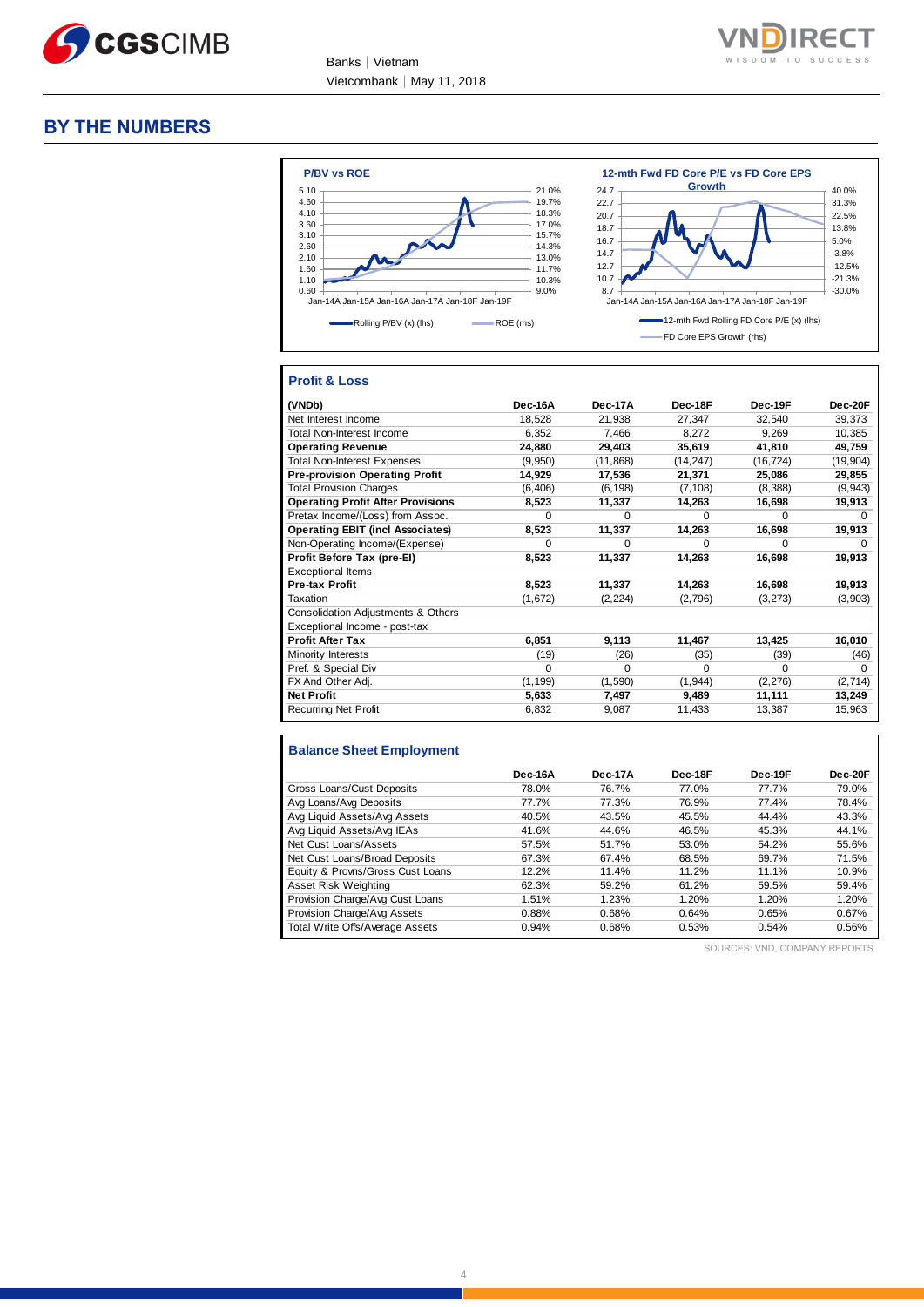## BY THE NUMBERS

**P/BV vs ROE**

Rolling P/BV (x) (lhs) — ROE (rhs)

**12-mth Fwd FD Core P/E vs FD Core EPS Growth**

12-mth Fwd Rolling FD Core P/E (x) (lhs) — FD Core EPS Growth (rhs)

### Profit & Loss

| (VNDb) | Dec-16A | Dec-17A | Dec-18F | Dec-19F | Dec-20F |
|---|---|---|---|---|---|
| Net Interest Income | 18,528 | 21,938 | 27,347 | 32,540 | 39,373 |
| Total Non-Interest Income | 6,352 | 7,466 | 8,272 | 9,269 | 10,385 |
| **Operating Revenue** | **24,880** | **29,403** | **35,619** | **41,810** | **49,759** |
| Total Non-Interest Expenses | (9,950) | (11,868) | (14,247) | (16,724) | (19,904) |
| **Pre-provision Operating Profit** | **14,929** | **17,536** | **21,371** | **25,086** | **29,855** |
| Total Provision Charges | (6,406) | (6,198) | (7,108) | (8,388) | (9,943) |
| **Operating Profit After Provisions** | **8,523** | **11,337** | **14,263** | **16,698** | **19,913** |
| Pretax Income/(Loss) from Assoc. | 0 | 0 | 0 | 0 | 0 |
| **Operating EBIT (incl Associates)** | **8,523** | **11,337** | **14,263** | **16,698** | **19,913** |
| Non-Operating Income/(Expense) | 0 | 0 | 0 | 0 | 0 |
| **Profit Before Tax (pre-EI)** | **8,523** | **11,337** | **14,263** | **16,698** | **19,913** |
| Exceptional Items | | | | | |
| **Pre-tax Profit** | **8,523** | **11,337** | **14,263** | **16,698** | **19,913** |
| Taxation | (1,672) | (2,224) | (2,796) | (3,273) | (3,903) |
| Consolidation Adjustments & Others | | | | | |
| Exceptional Income - post-tax | | | | | |
| **Profit After Tax** | **6,851** | **9,113** | **11,467** | **13,425** | **16,010** |
| Minority Interests | (19) | (26) | (35) | (39) | (46) |
| Pref. & Special Div | 0 | 0 | 0 | 0 | 0 |
| FX And Other Adj. | (1,199) | (1,590) | (1,944) | (2,276) | (2,714) |
| **Net Profit** | **5,633** | **7,497** | **9,489** | **11,111** | **13,249** |
| Recurring Net Profit | 6,832 | 9,087 | 11,433 | 13,387 | 15,963 |

### Balance Sheet Employment

| | Dec-16A | Dec-17A | Dec-18F | Dec-19F | Dec-20F |
|---|---|---|---|---|---|
| Gross Loans/Cust Deposits | 78.0% | 76.7% | 77.0% | 77.7% | 79.0% |
| Avg Loans/Avg Deposits | 77.7% | 77.3% | 76.9% | 77.4% | 78.4% |
| Avg Liquid Assets/Avg Assets | 40.5% | 43.5% | 45.5% | 44.4% | 43.3% |
| Avg Liquid Assets/Avg IEAs | 41.6% | 44.6% | 46.5% | 45.3% | 44.1% |
| Net Cust Loans/Assets | 57.5% | 51.7% | 53.0% | 54.2% | 55.6% |
| Net Cust Loans/Broad Deposits | 67.3% | 67.4% | 68.5% | 69.7% | 71.5% |
| Equity & Provns/Gross Cust Loans | 12.2% | 11.4% | 11.2% | 11.1% | 10.9% |
| Asset Risk Weighting | 62.3% | 59.2% | 61.2% | 59.5% | 59.4% |
| Provision Charge/Avg Cust Loans | 1.51% | 1.23% | 1.20% | 1.20% | 1.20% |
| Provision Charge/Avg Assets | 0.88% | 0.68% | 0.64% | 0.65% | 0.67% |
| Total Write Offs/Average Assets | 0.94% | 0.68% | 0.53% | 0.54% | 0.56% |

SOURCES: VND, COMPANY REPORTS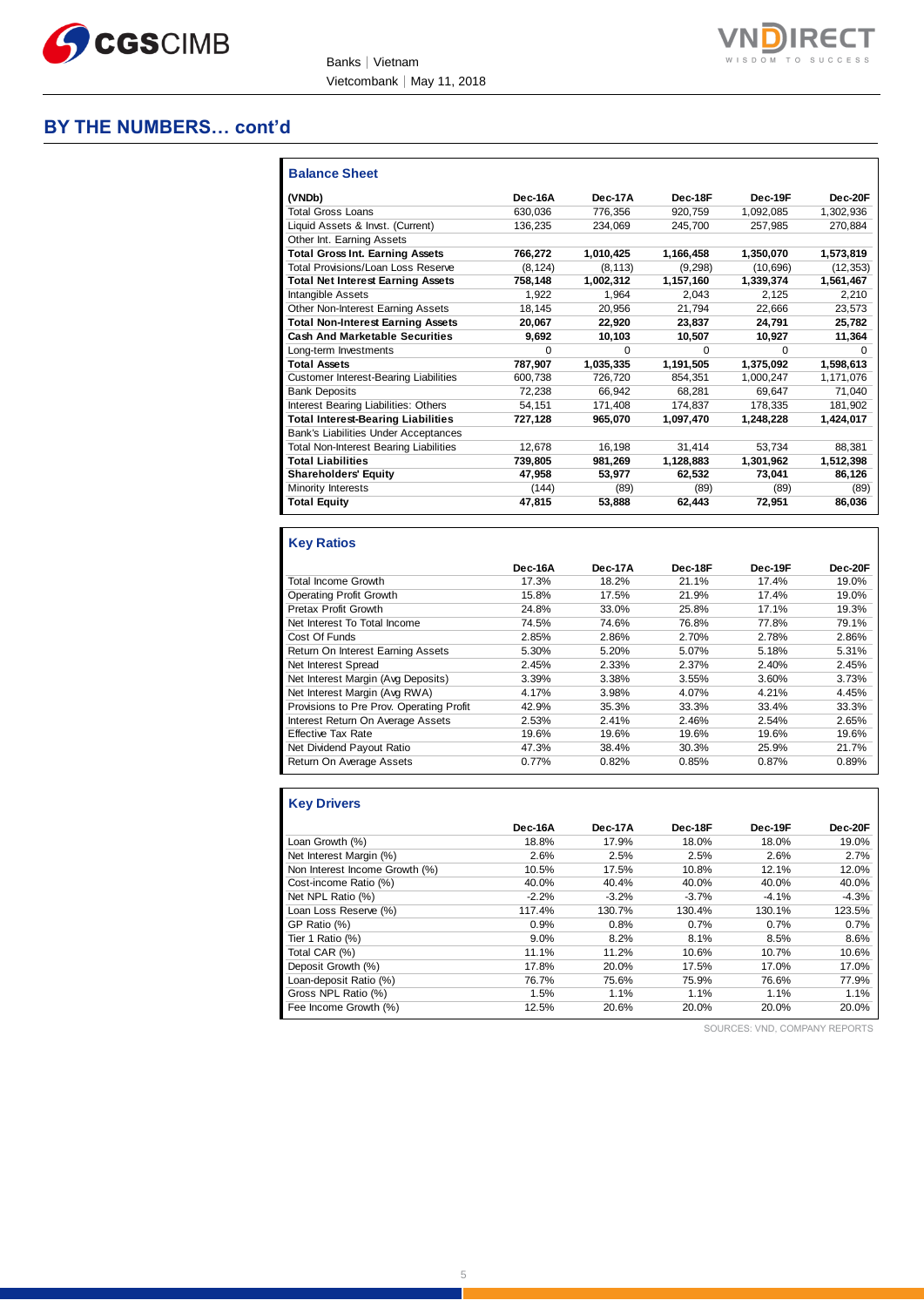## BY THE NUMBERS… cont'd

### Balance Sheet

| (VNDb) | Dec-16A | Dec-17A | Dec-18F | Dec-19F | Dec-20F |
|---|---|---|---|---|---|
| Total Gross Loans | 630,036 | 776,356 | 920,759 | 1,092,085 | 1,302,936 |
| Liquid Assets & Invst. (Current) | 136,235 | 234,069 | 245,700 | 257,985 | 270,884 |
| Other Int. Earning Assets | | | | | |
| **Total Gross Int. Earning Assets** | **766,272** | **1,010,425** | **1,166,458** | **1,350,070** | **1,573,819** |
| Total Provisions/Loan Loss Reserve | (8,124) | (8,113) | (9,298) | (10,696) | (12,353) |
| **Total Net Interest Earning Assets** | **758,148** | **1,002,312** | **1,157,160** | **1,339,374** | **1,561,467** |
| Intangible Assets | 1,922 | 1,964 | 2,043 | 2,125 | 2,210 |
| Other Non-Interest Earning Assets | 18,145 | 20,956 | 21,794 | 22,666 | 23,573 |
| **Total Non-Interest Earning Assets** | **20,067** | **22,920** | **23,837** | **24,791** | **25,782** |
| **Cash And Marketable Securities** | **9,692** | **10,103** | **10,507** | **10,927** | **11,364** |
| Long-term Investments | 0 | 0 | 0 | 0 | 0 |
| **Total Assets** | **787,907** | **1,035,335** | **1,191,505** | **1,375,092** | **1,598,613** |
| Customer Interest-Bearing Liabilities | 600,738 | 726,720 | 854,351 | 1,000,247 | 1,171,076 |
| Bank Deposits | 72,238 | 66,942 | 68,281 | 69,647 | 71,040 |
| Interest Bearing Liabilities: Others | 54,151 | 171,408 | 174,837 | 178,335 | 181,902 |
| **Total Interest-Bearing Liabilities** | **727,128** | **965,070** | **1,097,470** | **1,248,228** | **1,424,017** |
| Bank's Liabilities Under Acceptances | | | | | |
| Total Non-Interest Bearing Liabilities | 12,678 | 16,198 | 31,414 | 53,734 | 88,381 |
| **Total Liabilities** | **739,805** | **981,269** | **1,128,883** | **1,301,962** | **1,512,398** |
| **Shareholders' Equity** | **47,958** | **53,977** | **62,532** | **73,041** | **86,126** |
| Minority Interests | (144) | (89) | (89) | (89) | (89) |
| **Total Equity** | **47,815** | **53,888** | **62,443** | **72,951** | **86,036** |

### Key Ratios

| | Dec-16A | Dec-17A | Dec-18F | Dec-19F | Dec-20F |
|---|---|---|---|---|---|
| Total Income Growth | 17.3% | 18.2% | 21.1% | 17.4% | 19.0% |
| Operating Profit Growth | 15.8% | 17.5% | 21.9% | 17.4% | 19.0% |
| Pretax Profit Growth | 24.8% | 33.0% | 25.8% | 17.1% | 19.3% |
| Net Interest To Total Income | 74.5% | 74.6% | 76.8% | 77.8% | 79.1% |
| Cost Of Funds | 2.85% | 2.86% | 2.70% | 2.78% | 2.86% |
| Return On Interest Earning Assets | 5.30% | 5.20% | 5.07% | 5.18% | 5.31% |
| Net Interest Spread | 2.45% | 2.33% | 2.37% | 2.40% | 2.45% |
| Net Interest Margin (Avg Deposits) | 3.39% | 3.38% | 3.55% | 3.60% | 3.73% |
| Net Interest Margin (Avg RWA) | 4.17% | 3.98% | 4.07% | 4.21% | 4.45% |
| Provisions to Pre Prov. Operating Profit | 42.9% | 35.3% | 33.3% | 33.4% | 33.3% |
| Interest Return On Average Assets | 2.53% | 2.41% | 2.46% | 2.54% | 2.65% |
| Effective Tax Rate | 19.6% | 19.6% | 19.6% | 19.6% | 19.6% |
| Net Dividend Payout Ratio | 47.3% | 38.4% | 30.3% | 25.9% | 21.7% |
| Return On Average Assets | 0.77% | 0.82% | 0.85% | 0.87% | 0.89% |

### Key Drivers

| | Dec-16A | Dec-17A | Dec-18F | Dec-19F | Dec-20F |
|---|---|---|---|---|---|
| Loan Growth (%) | 18.8% | 17.9% | 18.0% | 18.0% | 19.0% |
| Net Interest Margin (%) | 2.6% | 2.5% | 2.5% | 2.6% | 2.7% |
| Non Interest Income Growth (%) | 10.5% | 17.5% | 10.8% | 12.1% | 12.0% |
| Cost-income Ratio (%) | 40.0% | 40.4% | 40.0% | 40.0% | 40.0% |
| Net NPL Ratio (%) | -2.2% | -3.2% | -3.7% | -4.1% | -4.3% |
| Loan Loss Reserve (%) | 117.4% | 130.7% | 130.4% | 130.1% | 123.5% |
| GP Ratio (%) | 0.9% | 0.8% | 0.7% | 0.7% | 0.7% |
| Tier 1 Ratio (%) | 9.0% | 8.2% | 8.1% | 8.5% | 8.6% |
| Total CAR (%) | 11.1% | 11.2% | 10.6% | 10.7% | 10.6% |
| Deposit Growth (%) | 17.8% | 20.0% | 17.5% | 17.0% | 17.0% |
| Loan-deposit Ratio (%) | 76.7% | 75.6% | 75.9% | 76.6% | 77.9% |
| Gross NPL Ratio (%) | 1.5% | 1.1% | 1.1% | 1.1% | 1.1% |
| Fee Income Growth (%) | 12.5% | 20.6% | 20.0% | 20.0% | 20.0% |

SOURCES: VND, COMPANY REPORTS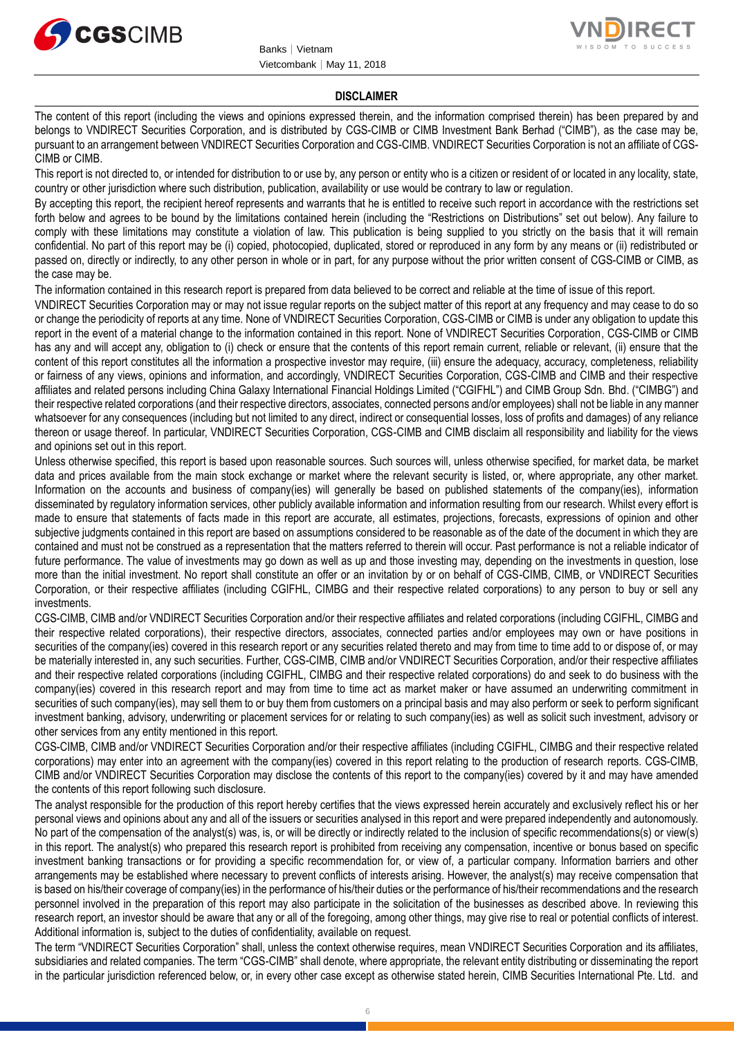## DISCLAIMER

The content of this report (including the views and opinions expressed therein, and the information comprised therein) has been prepared by and belongs to VNDIRECT Securities Corporation, and is distributed by CGS-CIMB or CIMB Investment Bank Berhad ("CIMB"), as the case may be, pursuant to an arrangement between VNDIRECT Securities Corporation and CGS-CIMB. VNDIRECT Securities Corporation is not an affiliate of CGS-CIMB or CIMB.

This report is not directed to, or intended for distribution to or use by, any person or entity who is a citizen or resident of or located in any locality, state, country or other jurisdiction where such distribution, publication, availability or use would be contrary to law or regulation.

By accepting this report, the recipient hereof represents and warrants that he is entitled to receive such report in accordance with the restrictions set forth below and agrees to be bound by the limitations contained herein (including the "Restrictions on Distributions" set out below). Any failure to comply with these limitations may constitute a violation of law. This publication is being supplied to you strictly on the basis that it will remain confidential. No part of this report may be (i) copied, photocopied, duplicated, stored or reproduced in any form by any means or (ii) redistributed or passed on, directly or indirectly, to any other person in whole or in part, for any purpose without the prior written consent of CGS-CIMB or CIMB, as the case may be.

The information contained in this research report is prepared from data believed to be correct and reliable at the time of issue of this report.

VNDIRECT Securities Corporation may or may not issue regular reports on the subject matter of this report at any frequency and may cease to do so or change the periodicity of reports at any time. None of VNDIRECT Securities Corporation, CGS-CIMB or CIMB is under any obligation to update this report in the event of a material change to the information contained in this report. None of VNDIRECT Securities Corporation, CGS-CIMB or CIMB has any and will accept any, obligation to (i) check or ensure that the contents of this report remain current, reliable or relevant, (ii) ensure that the content of this report constitutes all the information a prospective investor may require, (iii) ensure the adequacy, accuracy, completeness, reliability or fairness of any views, opinions and information, and accordingly, VNDIRECT Securities Corporation, CGS-CIMB and CIMB and their respective affiliates and related persons including China Galaxy International Financial Holdings Limited ("CGIFHL") and CIMB Group Sdn. Bhd. ("CIMBG") and their respective related corporations (and their respective directors, associates, connected persons and/or employees) shall not be liable in any manner whatsoever for any consequences (including but not limited to any direct, indirect or consequential losses, loss of profits and damages) of any reliance thereon or usage thereof. In particular, VNDIRECT Securities Corporation, CGS-CIMB and CIMB disclaim all responsibility and liability for the views and opinions set out in this report.

Unless otherwise specified, this report is based upon reasonable sources. Such sources will, unless otherwise specified, for market data, be market data and prices available from the main stock exchange or market where the relevant security is listed, or, where appropriate, any other market. Information on the accounts and business of company(ies) will generally be based on published statements of the company(ies), information disseminated by regulatory information services, other publicly available information and information resulting from our research. Whilst every effort is made to ensure that statements of facts made in this report are accurate, all estimates, projections, forecasts, expressions of opinion and other subjective judgments contained in this report are based on assumptions considered to be reasonable as of the date of the document in which they are contained and must not be construed as a representation that the matters referred to therein will occur. Past performance is not a reliable indicator of future performance. The value of investments may go down as well as up and those investing may, depending on the investments in question, lose more than the initial investment. No report shall constitute an offer or an invitation by or on behalf of CGS-CIMB, CIMB, or VNDIRECT Securities Corporation, or their respective affiliates (including CGIFHL, CIMBG and their respective related corporations) to any person to buy or sell any investments.

CGS-CIMB, CIMB and/or VNDIRECT Securities Corporation and/or their respective affiliates and related corporations (including CGIFHL, CIMBG and their respective related corporations), their respective directors, associates, connected parties and/or employees may own or have positions in securities of the company(ies) covered in this research report or any securities related thereto and may from time to time add to or dispose of, or may be materially interested in, any such securities. Further, CGS-CIMB, CIMB and/or VNDIRECT Securities Corporation, and/or their respective affiliates and their respective related corporations (including CGIFHL, CIMBG and their respective related corporations) do and seek to do business with the company(ies) covered in this research report and may from time to time act as market maker or have assumed an underwriting commitment in securities of such company(ies), may sell them to or buy them from customers on a principal basis and may also perform or seek to perform significant investment banking, advisory, underwriting or placement services for or relating to such company(ies) as well as solicit such investment, advisory or other services from any entity mentioned in this report.

CGS-CIMB, CIMB and/or VNDIRECT Securities Corporation and/or their respective affiliates (including CGIFHL, CIMBG and their respective related corporations) may enter into an agreement with the company(ies) covered in this report relating to the production of research reports. CGS-CIMB, CIMB and/or VNDIRECT Securities Corporation may disclose the contents of this report to the company(ies) covered by it and may have amended the contents of this report following such disclosure.

The analyst responsible for the production of this report hereby certifies that the views expressed herein accurately and exclusively reflect his or her personal views and opinions about any and all of the issuers or securities analysed in this report and were prepared independently and autonomously. No part of the compensation of the analyst(s) was, is, or will be directly or indirectly related to the inclusion of specific recommendations(s) or view(s) in this report. The analyst(s) who prepared this research report is prohibited from receiving any compensation, incentive or bonus based on specific investment banking transactions or for providing a specific recommendation for, or view of, a particular company. Information barriers and other arrangements may be established where necessary to prevent conflicts of interests arising. However, the analyst(s) may receive compensation that is based on his/their coverage of company(ies) in the performance of his/their duties or the performance of his/their recommendations and the research personnel involved in the preparation of this report may also participate in the solicitation of the businesses as described above. In reviewing this research report, an investor should be aware that any or all of the foregoing, among other things, may give rise to real or potential conflicts of interest. Additional information is, subject to the duties of confidentiality, available on request.

The term "VNDIRECT Securities Corporation" shall, unless the context otherwise requires, mean VNDIRECT Securities Corporation and its affiliates, subsidiaries and related companies. The term "CGS-CIMB" shall denote, where appropriate, the relevant entity distributing or disseminating the report in the particular jurisdiction referenced below, or, in every other case except as otherwise stated herein, CIMB Securities International Pte. Ltd. and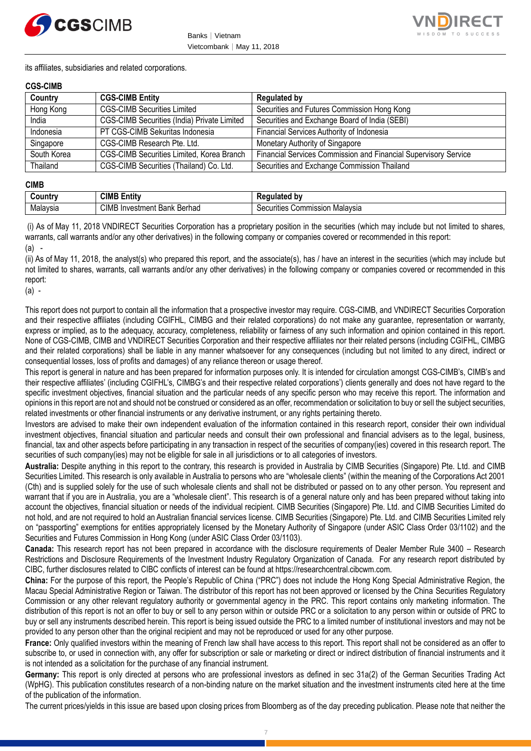its affiliates, subsidiaries and related corporations.

**CGS-CIMB**

| Country | CGS-CIMB Entity | Regulated by |
|---|---|---|
| Hong Kong | CGS-CIMB Securities Limited | Securities and Futures Commission Hong Kong |
| India | CGS-CIMB Securities (India) Private Limited | Securities and Exchange Board of India (SEBI) |
| Indonesia | PT CGS-CIMB Sekuritas Indonesia | Financial Services Authority of Indonesia |
| Singapore | CGS-CIMB Research Pte. Ltd. | Monetary Authority of Singapore |
| South Korea | CGS-CIMB Securities Limited, Korea Branch | Financial Services Commission and Financial Supervisory Service |
| Thailand | CGS-CIMB Securities (Thailand) Co. Ltd. | Securities and Exchange Commission Thailand |

**CIMB**

| Country | CIMB Entity | Regulated by |
|---|---|---|
| Malaysia | CIMB Investment Bank Berhad | Securities Commission Malaysia |

(i) As of May 11, 2018 VNDIRECT Securities Corporation has a proprietary position in the securities (which may include but not limited to shares, warrants, call warrants and/or any other derivatives) in the following company or companies covered or recommended in this report:

(a) -

(ii) As of May 11, 2018, the analyst(s) who prepared this report, and the associate(s), has / have an interest in the securities (which may include but not limited to shares, warrants, call warrants and/or any other derivatives) in the following company or companies covered or recommended in this report:

(a) -

This report does not purport to contain all the information that a prospective investor may require. CGS-CIMB, and VNDIRECT Securities Corporation and their respective affiliates (including CGIFHL, CIMBG and their related corporations) do not make any guarantee, representation or warranty, express or implied, as to the adequacy, accuracy, completeness, reliability or fairness of any such information and opinion contained in this report. None of CGS-CIMB, CIMB and VNDIRECT Securities Corporation and their respective affiliates nor their related persons (including CGIFHL, CIMBG and their related corporations) shall be liable in any manner whatsoever for any consequences (including but not limited to any direct, indirect or consequential losses, loss of profits and damages) of any reliance thereon or usage thereof.

This report is general in nature and has been prepared for information purposes only. It is intended for circulation amongst CGS-CIMB's, CIMB's and their respective affiliates' (including CGIFHL's, CIMBG's and their respective related corporations') clients generally and does not have regard to the specific investment objectives, financial situation and the particular needs of any specific person who may receive this report. The information and opinions in this report are not and should not be construed or considered as an offer, recommendation or solicitation to buy or sell the subject securities, related investments or other financial instruments or any derivative instrument, or any rights pertaining thereto.

Investors are advised to make their own independent evaluation of the information contained in this research report, consider their own individual investment objectives, financial situation and particular needs and consult their own professional and financial advisers as to the legal, business, financial, tax and other aspects before participating in any transaction in respect of the securities of company(ies) covered in this research report. The securities of such company(ies) may not be eligible for sale in all jurisdictions or to all categories of investors.

**Australia:** Despite anything in this report to the contrary, this research is provided in Australia by CIMB Securities (Singapore) Pte. Ltd. and CIMB Securities Limited. This research is only available in Australia to persons who are "wholesale clients" (within the meaning of the Corporations Act 2001 (Cth) and is supplied solely for the use of such wholesale clients and shall not be distributed or passed on to any other person. You represent and warrant that if you are in Australia, you are a "wholesale client". This research is of a general nature only and has been prepared without taking into account the objectives, financial situation or needs of the individual recipient. CIMB Securities (Singapore) Pte. Ltd. and CIMB Securities Limited do not hold, and are not required to hold an Australian financial services license. CIMB Securities (Singapore) Pte. Ltd. and CIMB Securities Limited rely on "passporting" exemptions for entities appropriately licensed by the Monetary Authority of Singapore (under ASIC Class Order 03/1102) and the Securities and Futures Commission in Hong Kong (under ASIC Class Order 03/1103).

**Canada:** This research report has not been prepared in accordance with the disclosure requirements of Dealer Member Rule 3400 – Research Restrictions and Disclosure Requirements of the Investment Industry Regulatory Organization of Canada. For any research report distributed by CIBC, further disclosures related to CIBC conflicts of interest can be found at https://researchcentral.cibcwm.com.

**China:** For the purpose of this report, the People's Republic of China ("PRC") does not include the Hong Kong Special Administrative Region, the Macau Special Administrative Region or Taiwan. The distributor of this report has not been approved or licensed by the China Securities Regulatory Commission or any other relevant regulatory authority or governmental agency in the PRC. This report contains only marketing information. The distribution of this report is not an offer to buy or sell to any person within or outside PRC or a solicitation to any person within or outside of PRC to buy or sell any instruments described herein. This report is being issued outside the PRC to a limited number of institutional investors and may not be provided to any person other than the original recipient and may not be reproduced or used for any other purpose.

**France:** Only qualified investors within the meaning of French law shall have access to this report. This report shall not be considered as an offer to subscribe to, or used in connection with, any offer for subscription or sale or marketing or direct or indirect distribution of financial instruments and it is not intended as a solicitation for the purchase of any financial instrument.

**Germany:** This report is only directed at persons who are professional investors as defined in sec 31a(2) of the German Securities Trading Act (WpHG). This publication constitutes research of a non-binding nature on the market situation and the investment instruments cited here at the time of the publication of the information.

The current prices/yields in this issue are based upon closing prices from Bloomberg as of the day preceding publication. Please note that neither the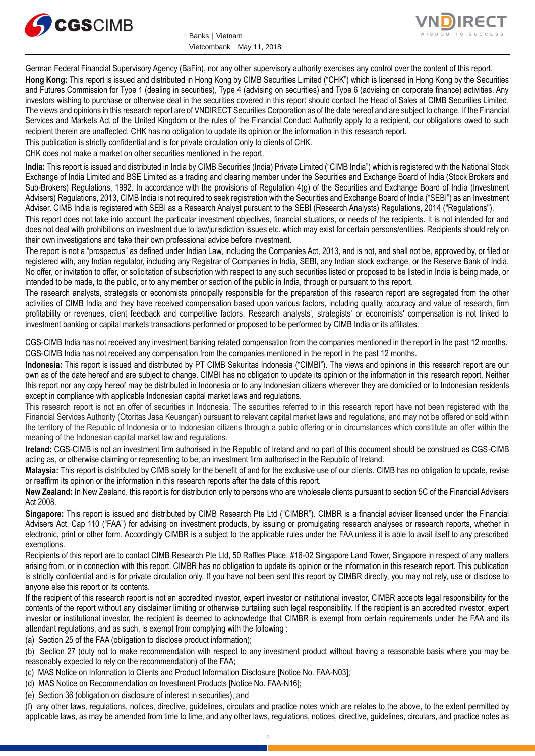German Federal Financial Supervisory Agency (BaFin), nor any other supervisory authority exercises any control over the content of this report.

**Hong Kong:** This report is issued and distributed in Hong Kong by CIMB Securities Limited ("CHK") which is licensed in Hong Kong by the Securities and Futures Commission for Type 1 (dealing in securities), Type 4 (advising on securities) and Type 6 (advising on corporate finance) activities. Any investors wishing to purchase or otherwise deal in the securities covered in this report should contact the Head of Sales at CIMB Securities Limited. The views and opinions in this research report are of VNDIRECT Securities Corporation as of the date hereof and are subject to change. If the Financial Services and Markets Act of the United Kingdom or the rules of the Financial Conduct Authority apply to a recipient, our obligations owed to such recipient therein are unaffected. CHK has no obligation to update its opinion or the information in this research report.

This publication is strictly confidential and is for private circulation only to clients of CHK.

CHK does not make a market on other securities mentioned in the report.

**India:** This report is issued and distributed in India by CIMB Securities (India) Private Limited ("CIMB India") which is registered with the National Stock Exchange of India Limited and BSE Limited as a trading and clearing member under the Securities and Exchange Board of India (Stock Brokers and Sub-Brokers) Regulations, 1992. In accordance with the provisions of Regulation 4(g) of the Securities and Exchange Board of India (Investment Advisers) Regulations, 2013, CIMB India is not required to seek registration with the Securities and Exchange Board of India ("SEBI") as an Investment Adviser. CIMB India is registered with SEBI as a Research Analyst pursuant to the SEBI (Research Analysts) Regulations, 2014 ("Regulations").

This report does not take into account the particular investment objectives, financial situations, or needs of the recipients. It is not intended for and does not deal with prohibitions on investment due to law/jurisdiction issues etc. which may exist for certain persons/entities. Recipients should rely on their own investigations and take their own professional advice before investment.

The report is not a "prospectus" as defined under Indian Law, including the Companies Act, 2013, and is not, and shall not be, approved by, or filed or registered with, any Indian regulator, including any Registrar of Companies in India, SEBI, any Indian stock exchange, or the Reserve Bank of India. No offer, or invitation to offer, or solicitation of subscription with respect to any such securities listed or proposed to be listed in India is being made, or intended to be made, to the public, or to any member or section of the public in India, through or pursuant to this report.

The research analysts, strategists or economists principally responsible for the preparation of this research report are segregated from the other activities of CIMB India and they have received compensation based upon various factors, including quality, accuracy and value of research, firm profitability or revenues, client feedback and competitive factors. Research analysts', strategists' or economists' compensation is not linked to investment banking or capital markets transactions performed or proposed to be performed by CIMB India or its affiliates.

CGS-CIMB India has not received any investment banking related compensation from the companies mentioned in the report in the past 12 months.

CGS-CIMB India has not received any compensation from the companies mentioned in the report in the past 12 months.

**Indonesia:** This report is issued and distributed by PT CIMB Sekuritas Indonesia ("CIMBI"). The views and opinions in this research report are our own as of the date hereof and are subject to change. CIMBI has no obligation to update its opinion or the information in this research report. Neither this report nor any copy hereof may be distributed in Indonesia or to any Indonesian citizens wherever they are domiciled or to Indonesian residents except in compliance with applicable Indonesian capital market laws and regulations.

This research report is not an offer of securities in Indonesia. The securities referred to in this research report have not been registered with the Financial Services Authority (Otoritas Jasa Keuangan) pursuant to relevant capital market laws and regulations, and may not be offered or sold within the territory of the Republic of Indonesia or to Indonesian citizens through a public offering or in circumstances which constitute an offer within the meaning of the Indonesian capital market law and regulations.

**Ireland:** CGS-CIMB is not an investment firm authorised in the Republic of Ireland and no part of this document should be construed as CGS-CIMB acting as, or otherwise claiming or representing to be, an investment firm authorised in the Republic of Ireland.

**Malaysia:** This report is distributed by CIMB solely for the benefit of and for the exclusive use of our clients. CIMB has no obligation to update, revise or reaffirm its opinion or the information in this research reports after the date of this report.

**New Zealand:** In New Zealand, this report is for distribution only to persons who are wholesale clients pursuant to section 5C of the Financial Advisers Act 2008.

**Singapore:** This report is issued and distributed by CIMB Research Pte Ltd ("CIMBR"). CIMBR is a financial adviser licensed under the Financial Advisers Act, Cap 110 ("FAA") for advising on investment products, by issuing or promulgating research analyses or research reports, whether in electronic, print or other form. Accordingly CIMBR is a subject to the applicable rules under the FAA unless it is able to avail itself to any prescribed exemptions.

Recipients of this report are to contact CIMB Research Pte Ltd, 50 Raffles Place, #16-02 Singapore Land Tower, Singapore in respect of any matters arising from, or in connection with this report. CIMBR has no obligation to update its opinion or the information in this research report. This publication is strictly confidential and is for private circulation only. If you have not been sent this report by CIMBR directly, you may not rely, use or disclose to anyone else this report or its contents.

If the recipient of this research report is not an accredited investor, expert investor or institutional investor, CIMBR accepts legal responsibility for the contents of the report without any disclaimer limiting or otherwise curtailing such legal responsibility. If the recipient is an accredited investor, expert investor or institutional investor, the recipient is deemed to acknowledge that CIMBR is exempt from certain requirements under the FAA and its attendant regulations, and as such, is exempt from complying with the following :

(a) Section 25 of the FAA (obligation to disclose product information);

(b) Section 27 (duty not to make recommendation with respect to any investment product without having a reasonable basis where you may be reasonably expected to rely on the recommendation) of the FAA;

(c) MAS Notice on Information to Clients and Product Information Disclosure [Notice No. FAA-N03];

(d) MAS Notice on Recommendation on Investment Products [Notice No. FAA-N16];

(e) Section 36 (obligation on disclosure of interest in securities), and

(f) any other laws, regulations, notices, directive, guidelines, circulars and practice notes which are relates to the above, to the extent permitted by applicable laws, as may be amended from time to time, and any other laws, regulations, notices, directive, guidelines, circulars, and practice notes as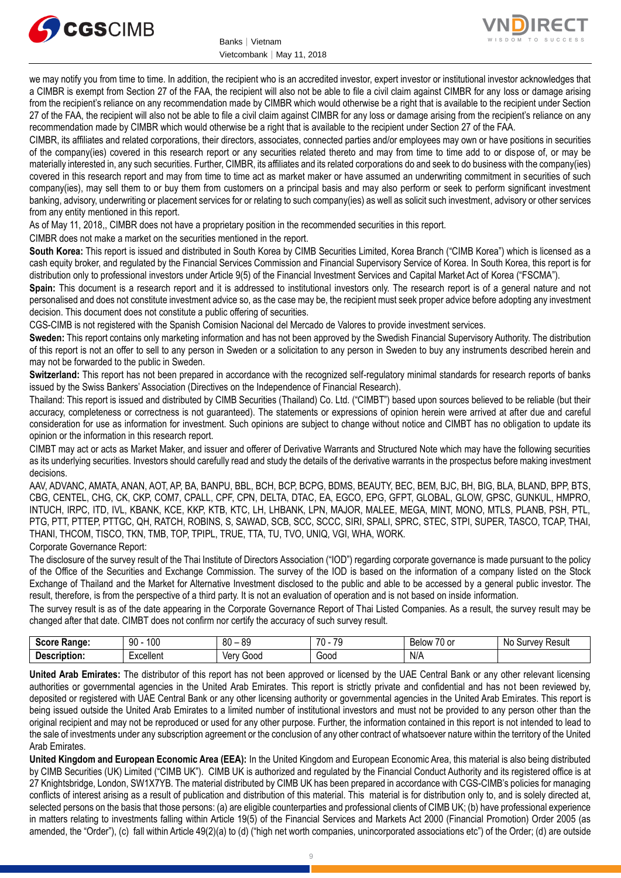we may notify you from time to time. In addition, the recipient who is an accredited investor, expert investor or institutional investor acknowledges that a CIMBR is exempt from Section 27 of the FAA, the recipient will also not be able to file a civil claim against CIMBR for any loss or damage arising from the recipient's reliance on any recommendation made by CIMBR which would otherwise be a right that is available to the recipient under Section 27 of the FAA, the recipient will also not be able to file a civil claim against CIMBR for any loss or damage arising from the recipient's reliance on any recommendation made by CIMBR which would otherwise be a right that is available to the recipient under Section 27 of the FAA.

CIMBR, its affiliates and related corporations, their directors, associates, connected parties and/or employees may own or have positions in securities of the company(ies) covered in this research report or any securities related thereto and may from time to time add to or dispose of, or may be materially interested in, any such securities. Further, CIMBR, its affiliates and its related corporations do and seek to do business with the company(ies) covered in this research report and may from time to time act as market maker or have assumed an underwriting commitment in securities of such company(ies), may sell them to or buy them from customers on a principal basis and may also perform or seek to perform significant investment banking, advisory, underwriting or placement services for or relating to such company(ies) as well as solicit such investment, advisory or other services from any entity mentioned in this report.

As of May 11, 2018,, CIMBR does not have a proprietary position in the recommended securities in this report.

CIMBR does not make a market on the securities mentioned in the report.

**South Korea:** This report is issued and distributed in South Korea by CIMB Securities Limited, Korea Branch ("CIMB Korea") which is licensed as a cash equity broker, and regulated by the Financial Services Commission and Financial Supervisory Service of Korea. In South Korea, this report is for distribution only to professional investors under Article 9(5) of the Financial Investment Services and Capital Market Act of Korea ("FSCMA").

**Spain:** This document is a research report and it is addressed to institutional investors only. The research report is of a general nature and not personalised and does not constitute investment advice so, as the case may be, the recipient must seek proper advice before adopting any investment decision. This document does not constitute a public offering of securities.

CGS-CIMB is not registered with the Spanish Comision Nacional del Mercado de Valores to provide investment services.

**Sweden:** This report contains only marketing information and has not been approved by the Swedish Financial Supervisory Authority. The distribution of this report is not an offer to sell to any person in Sweden or a solicitation to any person in Sweden to buy any instruments described herein and may not be forwarded to the public in Sweden.

**Switzerland:** This report has not been prepared in accordance with the recognized self-regulatory minimal standards for research reports of banks issued by the Swiss Bankers' Association (Directives on the Independence of Financial Research).

Thailand: This report is issued and distributed by CIMB Securities (Thailand) Co. Ltd. ("CIMBT") based upon sources believed to be reliable (but their accuracy, completeness or correctness is not guaranteed). The statements or expressions of opinion herein were arrived at after due and careful consideration for use as information for investment. Such opinions are subject to change without notice and CIMBT has no obligation to update its opinion or the information in this research report.

CIMBT may act or acts as Market Maker, and issuer and offerer of Derivative Warrants and Structured Note which may have the following securities as its underlying securities. Investors should carefully read and study the details of the derivative warrants in the prospectus before making investment decisions.

AAV, ADVANC, AMATA, ANAN, AOT, AP, BA, BANPU, BBL, BCH, BCP, BCPG, BDMS, BEAUTY, BEC, BEM, BJC, BH, BIG, BLA, BLAND, BPP, BTS, CBG, CENTEL, CHG, CK, CKP, COM7, CPALL, CPF, CPN, DELTA, DTAC, EA, EGCO, EPG, GFPT, GLOBAL, GLOW, GPSC, GUNKUL, HMPRO, INTUCH, IRPC, ITD, IVL, KBANK, KCE, KKP, KTB, KTC, LH, LHBANK, LPN, MAJOR, MALEE, MEGA, MINT, MONO, MTLS, PLANB, PSH, PTL, PTG, PTT, PTTEP, PTTGC, QH, RATCH, ROBINS, S, SAWAD, SCB, SCC, SCCC, SIRI, SPALI, SPRC, STEC, STPI, SUPER, TASCO, TCAP, THAI, THANI, THCOM, TISCO, TKN, TMB, TOP, TPIPL, TRUE, TTA, TU, TVO, UNIQ, VGI, WHA, WORK.

Corporate Governance Report:

The disclosure of the survey result of the Thai Institute of Directors Association ("IOD") regarding corporate governance is made pursuant to the policy of the Office of the Securities and Exchange Commission. The survey of the IOD is based on the information of a company listed on the Stock Exchange of Thailand and the Market for Alternative Investment disclosed to the public and able to be accessed by a general public investor. The result, therefore, is from the perspective of a third party. It is not an evaluation of operation and is not based on inside information.

The survey result is as of the date appearing in the Corporate Governance Report of Thai Listed Companies. As a result, the survey result may be changed after that date. CIMBT does not confirm nor certify the accuracy of such survey result.

| **Score Range:** | 90 - 100 | 80 – 89 | 70 - 79 | Below 70 or | No Survey Result |
|---|---|---|---|---|---|
| **Description:** | Excellent | Very Good | Good | N/A | |

**United Arab Emirates:** The distributor of this report has not been approved or licensed by the UAE Central Bank or any other relevant licensing authorities or governmental agencies in the United Arab Emirates. This report is strictly private and confidential and has not been reviewed by, deposited or registered with UAE Central Bank or any other licensing authority or governmental agencies in the United Arab Emirates. This report is being issued outside the United Arab Emirates to a limited number of institutional investors and must not be provided to any person other than the original recipient and may not be reproduced or used for any other purpose. Further, the information contained in this report is not intended to lead to the sale of investments under any subscription agreement or the conclusion of any other contract of whatsoever nature within the territory of the United Arab Emirates.

**United Kingdom and European Economic Area (EEA):** In the United Kingdom and European Economic Area, this material is also being distributed by CIMB Securities (UK) Limited ("CIMB UK"). CIMB UK is authorized and regulated by the Financial Conduct Authority and its registered office is at 27 Knightsbridge, London, SW1X7YB. The material distributed by CIMB UK has been prepared in accordance with CGS-CIMB's policies for managing conflicts of interest arising as a result of publication and distribution of this material. This material is for distribution only to, and is solely directed at, selected persons on the basis that those persons: (a) are eligible counterparties and professional clients of CIMB UK; (b) have professional experience in matters relating to investments falling within Article 19(5) of the Financial Services and Markets Act 2000 (Financial Promotion) Order 2005 (as amended, the "Order"), (c) fall within Article 49(2)(a) to (d) ("high net worth companies, unincorporated associations etc") of the Order; (d) are outside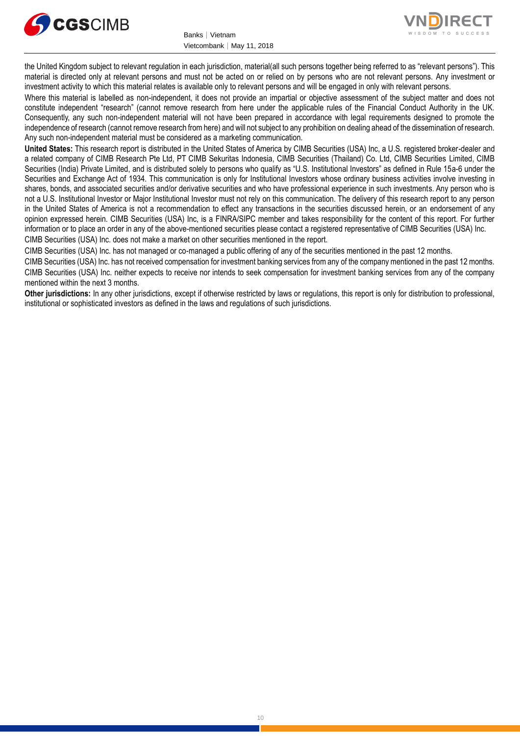the United Kingdom subject to relevant regulation in each jurisdiction, material(all such persons together being referred to as "relevant persons"). This material is directed only at relevant persons and must not be acted on or relied on by persons who are not relevant persons. Any investment or investment activity to which this material relates is available only to relevant persons and will be engaged in only with relevant persons.

Where this material is labelled as non-independent, it does not provide an impartial or objective assessment of the subject matter and does not constitute independent "research" (cannot remove research from here under the applicable rules of the Financial Conduct Authority in the UK. Consequently, any such non-independent material will not have been prepared in accordance with legal requirements designed to promote the independence of research (cannot remove research from here) and will not subject to any prohibition on dealing ahead of the dissemination of research. Any such non-independent material must be considered as a marketing communication.

**United States:** This research report is distributed in the United States of America by CIMB Securities (USA) Inc, a U.S. registered broker-dealer and a related company of CIMB Research Pte Ltd, PT CIMB Sekuritas Indonesia, CIMB Securities (Thailand) Co. Ltd, CIMB Securities Limited, CIMB Securities (India) Private Limited, and is distributed solely to persons who qualify as "U.S. Institutional Investors" as defined in Rule 15a-6 under the Securities and Exchange Act of 1934. This communication is only for Institutional Investors whose ordinary business activities involve investing in shares, bonds, and associated securities and/or derivative securities and who have professional experience in such investments. Any person who is not a U.S. Institutional Investor or Major Institutional Investor must not rely on this communication. The delivery of this research report to any person in the United States of America is not a recommendation to effect any transactions in the securities discussed herein, or an endorsement of any opinion expressed herein. CIMB Securities (USA) Inc, is a FINRA/SIPC member and takes responsibility for the content of this report. For further information or to place an order in any of the above-mentioned securities please contact a registered representative of CIMB Securities (USA) Inc.

CIMB Securities (USA) Inc. does not make a market on other securities mentioned in the report.

CIMB Securities (USA) Inc. has not managed or co-managed a public offering of any of the securities mentioned in the past 12 months.

CIMB Securities (USA) Inc. has not received compensation for investment banking services from any of the company mentioned in the past 12 months.

CIMB Securities (USA) Inc. neither expects to receive nor intends to seek compensation for investment banking services from any of the company mentioned within the next 3 months.

**Other jurisdictions:** In any other jurisdictions, except if otherwise restricted by laws or regulations, this report is only for distribution to professional, institutional or sophisticated investors as defined in the laws and regulations of such jurisdictions.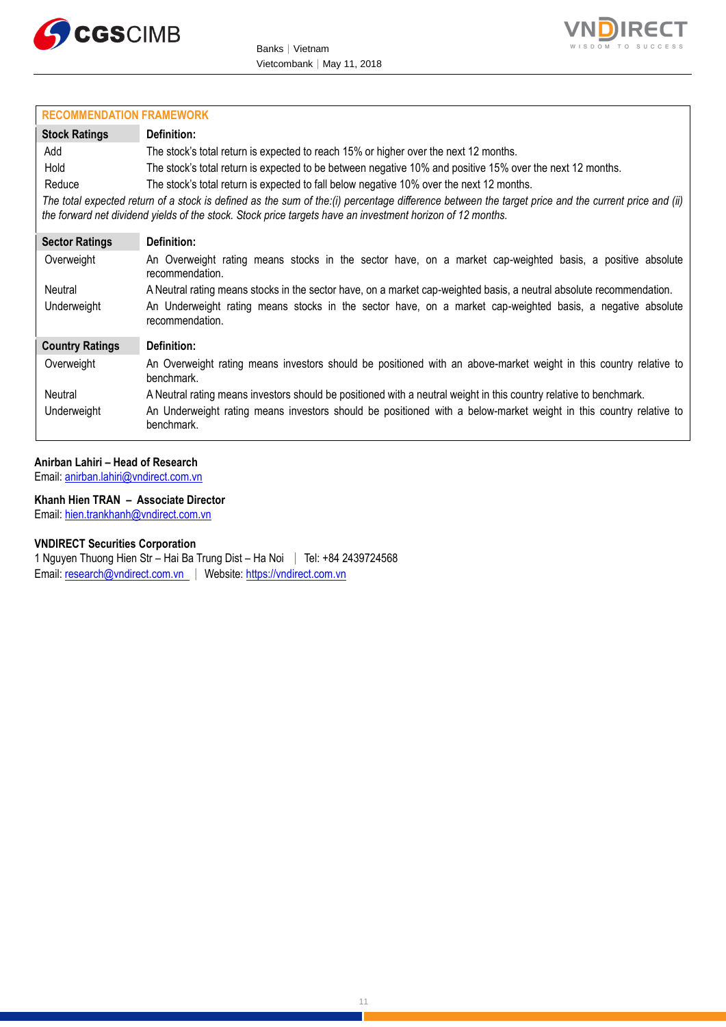## RECOMMENDATION FRAMEWORK

| **Stock Ratings** | **Definition:** |
|---|---|
| Add | The stock's total return is expected to reach 15% or higher over the next 12 months. |
| Hold | The stock's total return is expected to be between negative 10% and positive 15% over the next 12 months. |
| Reduce | The stock's total return is expected to fall below negative 10% over the next 12 months. |

*The total expected return of a stock is defined as the sum of the:(i) percentage difference between the target price and the current price and (ii) the forward net dividend yields of the stock. Stock price targets have an investment horizon of 12 months.*

| **Sector Ratings** | **Definition:** |
|---|---|
| Overweight | An Overweight rating means stocks in the sector have, on a market cap-weighted basis, a positive absolute recommendation. |
| Neutral | A Neutral rating means stocks in the sector have, on a market cap-weighted basis, a neutral absolute recommendation. |
| Underweight | An Underweight rating means stocks in the sector have, on a market cap-weighted basis, a negative absolute recommendation. |

| **Country Ratings** | **Definition:** |
|---|---|
| Overweight | An Overweight rating means investors should be positioned with an above-market weight in this country relative to benchmark. |
| Neutral | A Neutral rating means investors should be positioned with a neutral weight in this country relative to benchmark. |
| Underweight | An Underweight rating means investors should be positioned with a below-market weight in this country relative to benchmark. |

**Anirban Lahiri – Head of Research**
Email: anirban.lahiri@vndirect.com.vn

**Khanh Hien TRAN – Associate Director**
Email: hien.trankhanh@vndirect.com.vn

**VNDIRECT Securities Corporation**
1 Nguyen Thuong Hien Str – Hai Ba Trung Dist – Ha Noi | Tel: +84 2439724568
Email: research@vndirect.com.vn | Website: https://vndirect.com.vn